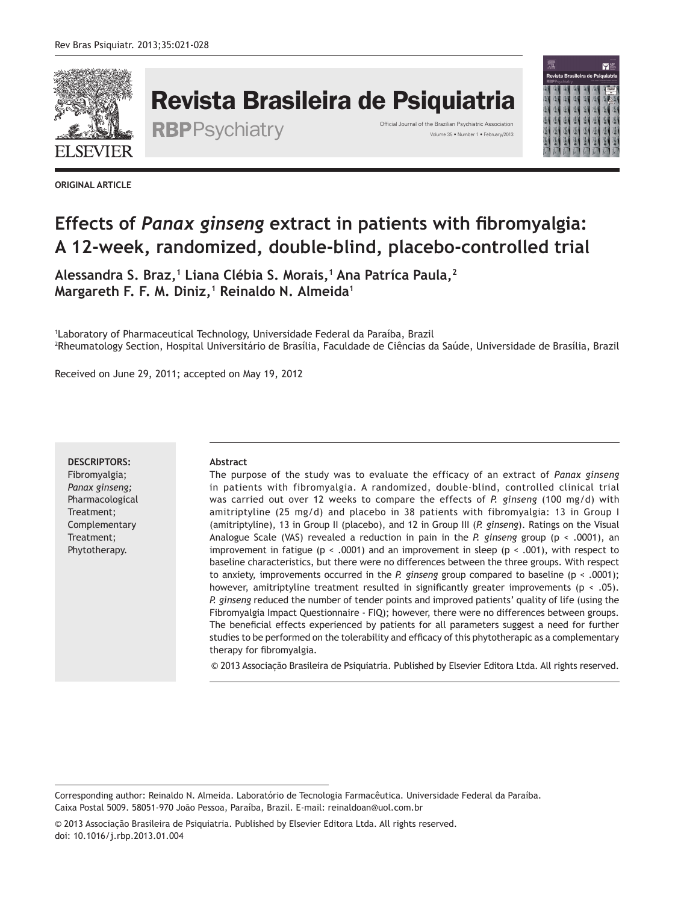ORIGINAL ARTICLE

# Effects of *Panax ginseng* extract in patients with fibromyalgia: A 12-week, randomized, double-blind, placebo-controlled trial

**Alessandra S. Braz,[1] Liana Clébia S. Morais,[1] Ana Patríca Paula,[2] Margareth F. F. M. Diniz,[1] Reinaldo N. Almeida[1]**

[1]Laboratory of Pharmaceutical Technology, Universidade Federal da Paraíba, Brazil
[2]Rheumatology Section, Hospital Universitário de Brasília, Faculdade de Ciências da Saúde, Universidade de Brasília, Brazil

Received on June 29, 2011; accepted on May 19, 2012

**DESCRIPTORS:**
Fibromyalgia;
*Panax ginseng;*
Pharmacological Treatment;
Complementary Treatment;
Phytotherapy.

**Abstract**

The purpose of the study was to evaluate the efficacy of an extract of *Panax ginseng* in patients with fibromyalgia. A randomized, double-blind, controlled clinical trial was carried out over 12 weeks to compare the effects of *P. ginseng* (100 mg/d) with amitriptyline (25 mg/d) and placebo in 38 patients with fibromyalgia: 13 in Group I (amitriptyline), 13 in Group II (placebo), and 12 in Group III (*P. ginseng*). Ratings on the Visual Analogue Scale (VAS) revealed a reduction in pain in the *P. ginseng* group ($p < .0001$), an improvement in fatigue ($p < .0001$) and an improvement in sleep ($p < .001$), with respect to baseline characteristics, but there were no differences between the three groups. With respect to anxiety, improvements occurred in the *P. ginseng* group compared to baseline ($p < .0001$); however, amitriptyline treatment resulted in significantly greater improvements ($p < .05$). *P. ginseng* reduced the number of tender points and improved patients' quality of life (using the Fibromyalgia Impact Questionnaire - FIQ); however, there were no differences between groups. The beneficial effects experienced by patients for all parameters suggest a need for further studies to be performed on the tolerability and efficacy of this phytotherapic as a complementary therapy for fibromyalgia.

© 2013 Associação Brasileira de Psiquiatria. Published by Elsevier Editora Ltda. All rights reserved.

Corresponding author: Reinaldo N. Almeida. Laboratório de Tecnologia Farmacêutica. Universidade Federal da Paraíba. Caixa Postal 5009. 58051-970 João Pessoa, Paraíba, Brazil. E-mail: reinaldoan@uol.com.br

© 2013 Associação Brasileira de Psiquiatria. Published by Elsevier Editora Ltda. All rights reserved.
doi: 10.1016/j.rbp.2013.01.004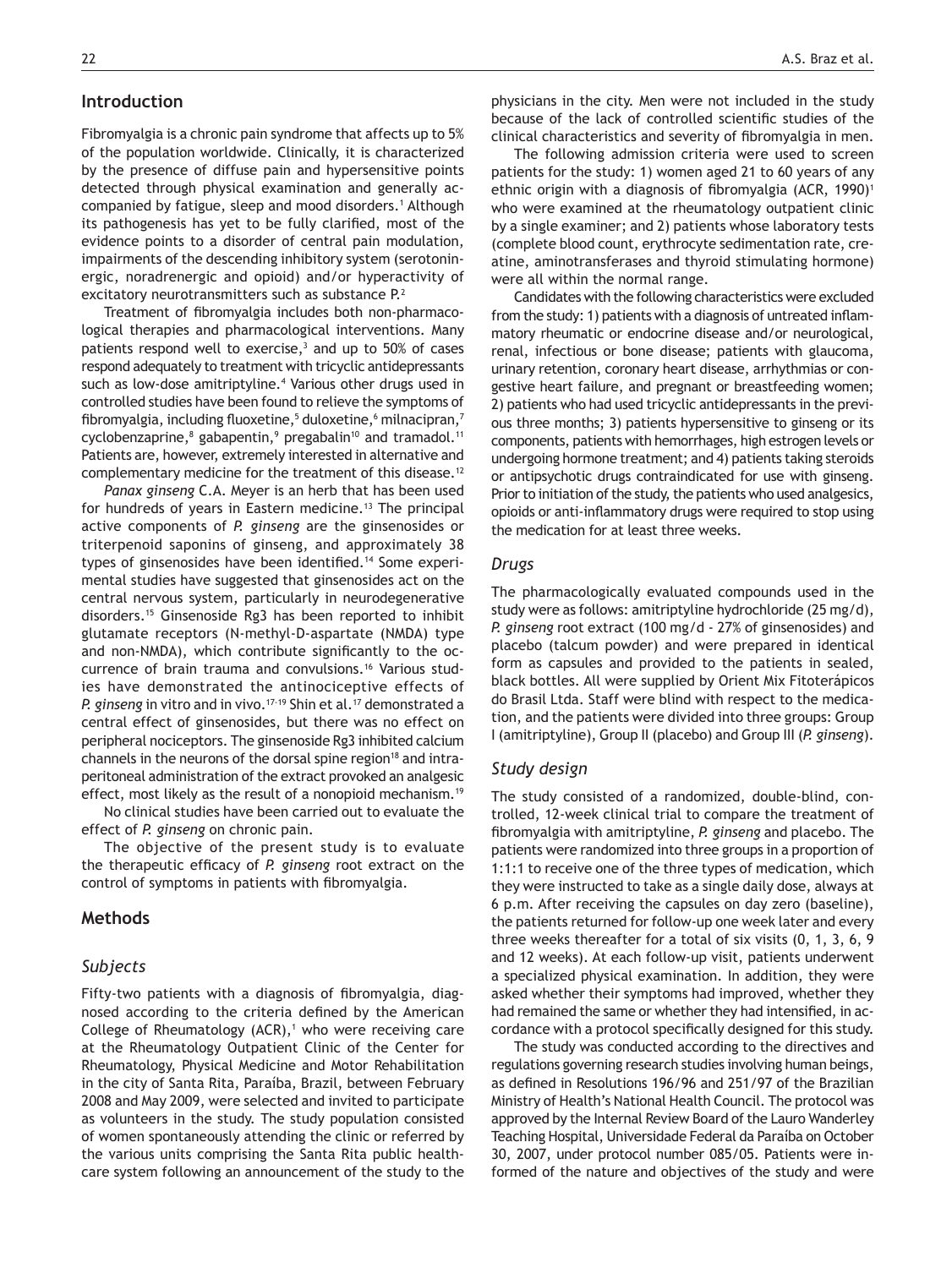## Introduction

Fibromyalgia is a chronic pain syndrome that affects up to 5% of the population worldwide. Clinically, it is characterized by the presence of diffuse pain and hypersensitive points detected through physical examination and generally accompanied by fatigue, sleep and mood disorders.[1] Although its pathogenesis has yet to be fully clarified, most of the evidence points to a disorder of central pain modulation, impairments of the descending inhibitory system (serotoninergic, noradrenergic and opioid) and/or hyperactivity of excitatory neurotransmitters such as substance P.[2]

Treatment of fibromyalgia includes both non-pharmacological therapies and pharmacological interventions. Many patients respond well to exercise,[3] and up to 50% of cases respond adequately to treatment with tricyclic antidepressants such as low-dose amitriptyline.[4] Various other drugs used in controlled studies have been found to relieve the symptoms of fibromyalgia, including fluoxetine,[5] duloxetine,[6] milnacipran,[7] cyclobenzaprine,[8] gabapentin,[9] pregabalin[10] and tramadol.[11] Patients are, however, extremely interested in alternative and complementary medicine for the treatment of this disease.[12]

*Panax ginseng* C.A. Meyer is an herb that has been used for hundreds of years in Eastern medicine.[13] The principal active components of *P. ginseng* are the ginsenosides or triterpenoid saponins of ginseng, and approximately 38 types of ginsenosides have been identified.[14] Some experimental studies have suggested that ginsenosides act on the central nervous system, particularly in neurodegenerative disorders.[15] Ginsenoside Rg3 has been reported to inhibit glutamate receptors (N-methyl-D-aspartate (NMDA) type and non-NMDA), which contribute significantly to the occurrence of brain trauma and convulsions.[16] Various studies have demonstrated the antinociceptive effects of *P. ginseng* in vitro and in vivo.[17-19] Shin et al.[17] demonstrated a central effect of ginsenosides, but there was no effect on peripheral nociceptors. The ginsenoside Rg3 inhibited calcium channels in the neurons of the dorsal spine region[18] and intraperitoneal administration of the extract provoked an analgesic effect, most likely as the result of a nonopioid mechanism.[19]

No clinical studies have been carried out to evaluate the effect of *P. ginseng* on chronic pain.

The objective of the present study is to evaluate the therapeutic efficacy of *P. ginseng* root extract on the control of symptoms in patients with fibromyalgia.

## Methods

### Subjects

Fifty-two patients with a diagnosis of fibromyalgia, diagnosed according to the criteria defined by the American College of Rheumatology (ACR),[1] who were receiving care at the Rheumatology Outpatient Clinic of the Center for Rheumatology, Physical Medicine and Motor Rehabilitation in the city of Santa Rita, Paraíba, Brazil, between February 2008 and May 2009, were selected and invited to participate as volunteers in the study. The study population consisted of women spontaneously attending the clinic or referred by the various units comprising the Santa Rita public healthcare system following an announcement of the study to the physicians in the city. Men were not included in the study because of the lack of controlled scientific studies of the clinical characteristics and severity of fibromyalgia in men.

The following admission criteria were used to screen patients for the study: 1) women aged 21 to 60 years of any ethnic origin with a diagnosis of fibromyalgia (ACR, 1990)[1] who were examined at the rheumatology outpatient clinic by a single examiner; and 2) patients whose laboratory tests (complete blood count, erythrocyte sedimentation rate, creatine, aminotransferases and thyroid stimulating hormone) were all within the normal range.

Candidates with the following characteristics were excluded from the study: 1) patients with a diagnosis of untreated inflammatory rheumatic or endocrine disease and/or neurological, renal, infectious or bone disease; patients with glaucoma, urinary retention, coronary heart disease, arrhythmias or congestive heart failure, and pregnant or breastfeeding women; 2) patients who had used tricyclic antidepressants in the previous three months; 3) patients hypersensitive to ginseng or its components, patients with hemorrhages, high estrogen levels or undergoing hormone treatment; and 4) patients taking steroids or antipsychotic drugs contraindicated for use with ginseng. Prior to initiation of the study, the patients who used analgesics, opioids or anti-inflammatory drugs were required to stop using the medication for at least three weeks.

### Drugs

The pharmacologically evaluated compounds used in the study were as follows: amitriptyline hydrochloride (25 mg/d), *P. ginseng* root extract (100 mg/d - 27% of ginsenosides) and placebo (talcum powder) and were prepared in identical form as capsules and provided to the patients in sealed, black bottles. All were supplied by Orient Mix Fitoterápicos do Brasil Ltda. Staff were blind with respect to the medication, and the patients were divided into three groups: Group I (amitriptyline), Group II (placebo) and Group III (*P. ginseng*).

### Study design

The study consisted of a randomized, double-blind, controlled, 12-week clinical trial to compare the treatment of fibromyalgia with amitriptyline, *P. ginseng* and placebo. The patients were randomized into three groups in a proportion of 1:1:1 to receive one of the three types of medication, which they were instructed to take as a single daily dose, always at 6 p.m. After receiving the capsules on day zero (baseline), the patients returned for follow-up one week later and every three weeks thereafter for a total of six visits (0, 1, 3, 6, 9 and 12 weeks). At each follow-up visit, patients underwent a specialized physical examination. In addition, they were asked whether their symptoms had improved, whether they had remained the same or whether they had intensified, in accordance with a protocol specifically designed for this study.

The study was conducted according to the directives and regulations governing research studies involving human beings, as defined in Resolutions 196/96 and 251/97 of the Brazilian Ministry of Health's National Health Council. The protocol was approved by the Internal Review Board of the Lauro Wanderley Teaching Hospital, Universidade Federal da Paraíba on October 30, 2007, under protocol number 085/05. Patients were informed of the nature and objectives of the study and were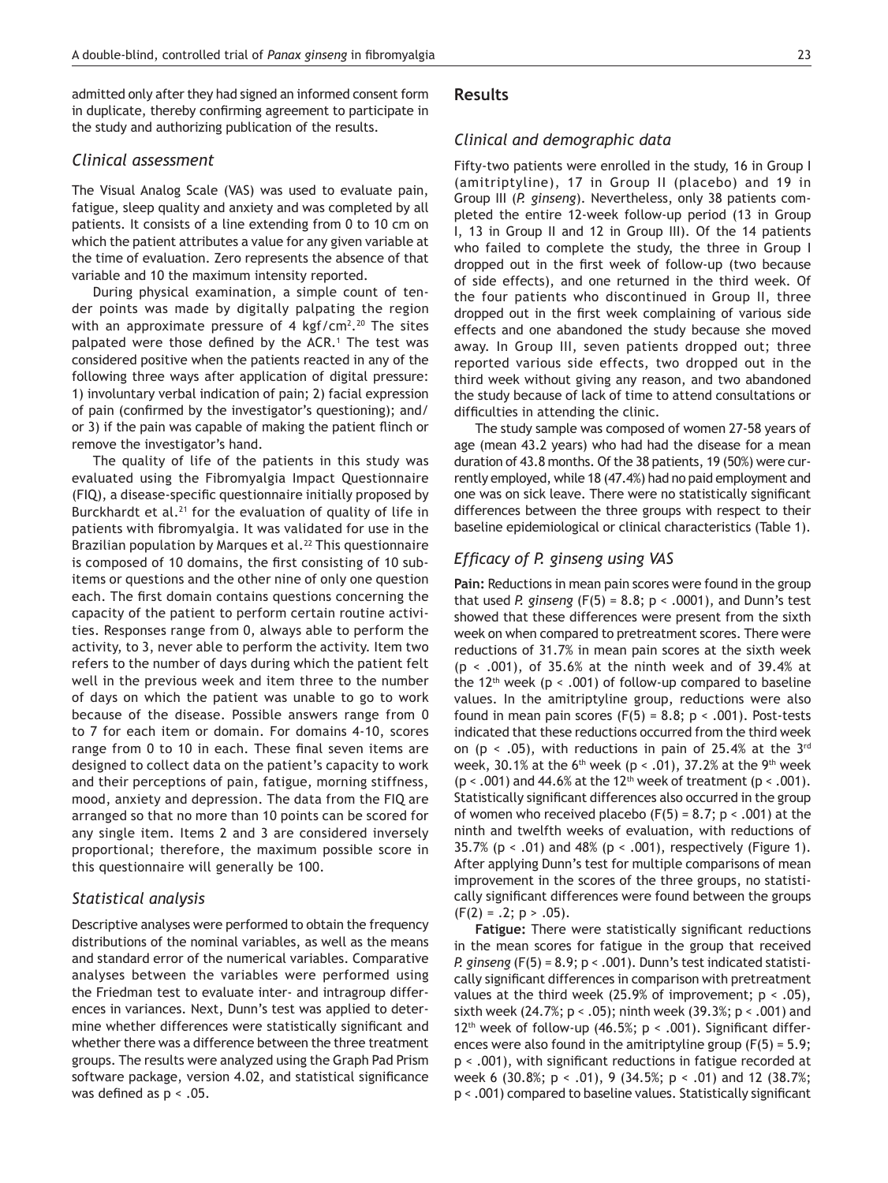admitted only after they had signed an informed consent form in duplicate, thereby confirming agreement to participate in the study and authorizing publication of the results.

### *Clinical assessment*

The Visual Analog Scale (VAS) was used to evaluate pain, fatigue, sleep quality and anxiety and was completed by all patients. It consists of a line extending from 0 to 10 cm on which the patient attributes a value for any given variable at the time of evaluation. Zero represents the absence of that variable and 10 the maximum intensity reported.

During physical examination, a simple count of tender points was made by digitally palpating the region with an approximate pressure of 4 $kgf/cm^2$.[20] The sites palpated were those defined by the ACR.[1] The test was considered positive when the patients reacted in any of the following three ways after application of digital pressure: 1) involuntary verbal indication of pain; 2) facial expression of pain (confirmed by the investigator's questioning); and/or 3) if the pain was capable of making the patient flinch or remove the investigator's hand.

The quality of life of the patients in this study was evaluated using the Fibromyalgia Impact Questionnaire (FIQ), a disease-specific questionnaire initially proposed by Burckhardt et al.[21] for the evaluation of quality of life in patients with fibromyalgia. It was validated for use in the Brazilian population by Marques et al.[22] This questionnaire is composed of 10 domains, the first consisting of 10 subitems or questions and the other nine of only one question each. The first domain contains questions concerning the capacity of the patient to perform certain routine activities. Responses range from 0, always able to perform the activity, to 3, never able to perform the activity. Item two refers to the number of days during which the patient felt well in the previous week and item three to the number of days on which the patient was unable to go to work because of the disease. Possible answers range from 0 to 7 for each item or domain. For domains 4-10, scores range from 0 to 10 in each. These final seven items are designed to collect data on the patient's capacity to work and their perceptions of pain, fatigue, morning stiffness, mood, anxiety and depression. The data from the FIQ are arranged so that no more than 10 points can be scored for any single item. Items 2 and 3 are considered inversely proportional; therefore, the maximum possible score in this questionnaire will generally be 100.

### *Statistical analysis*

Descriptive analyses were performed to obtain the frequency distributions of the nominal variables, as well as the means and standard error of the numerical variables. Comparative analyses between the variables were performed using the Friedman test to evaluate inter- and intragroup differences in variances. Next, Dunn's test was applied to determine whether differences were statistically significant and whether there was a difference between the three treatment groups. The results were analyzed using the Graph Pad Prism software package, version 4.02, and statistical significance was defined as $p < .05$.

## Results

### *Clinical and demographic data*

Fifty-two patients were enrolled in the study, 16 in Group I (amitriptyline), 17 in Group II (placebo) and 19 in Group III (*P. ginseng*). Nevertheless, only 38 patients completed the entire 12-week follow-up period (13 in Group I, 13 in Group II and 12 in Group III). Of the 14 patients who failed to complete the study, the three in Group I dropped out in the first week of follow-up (two because of side effects), and one returned in the third week. Of the four patients who discontinued in Group II, three dropped out in the first week complaining of various side effects and one abandoned the study because she moved away. In Group III, seven patients dropped out; three reported various side effects, two dropped out in the third week without giving any reason, and two abandoned the study because of lack of time to attend consultations or difficulties in attending the clinic.

The study sample was composed of women 27-58 years of age (mean 43.2 years) who had had the disease for a mean duration of 43.8 months. Of the 38 patients, 19 (50%) were currently employed, while 18 (47.4%) had no paid employment and one was on sick leave. There were no statistically significant differences between the three groups with respect to their baseline epidemiological or clinical characteristics (Table 1).

### *Efficacy of P. ginseng using VAS*

**Pain:** Reductions in mean pain scores were found in the group that used *P. ginseng* ($F(5) = 8.8$; $p < .0001$), and Dunn's test showed that these differences were present from the sixth week on when compared to pretreatment scores. There were reductions of 31.7% in mean pain scores at the sixth week ($p < .001$), of 35.6% at the ninth week and of 39.4% at the 12th week ($p < .001$) of follow-up compared to baseline values. In the amitriptyline group, reductions were also found in mean pain scores ($F(5) = 8.8$; $p < .001$). Post-tests indicated that these reductions occurred from the third week on ($p < .05$), with reductions in pain of 25.4% at the 3rd week, 30.1% at the 6th week ($p < .01$), 37.2% at the 9th week ($p < .001$) and 44.6% at the 12th week of treatment ($p < .001$). Statistically significant differences also occurred in the group of women who received placebo ($F(5) = 8.7$; $p < .001$) at the ninth and twelfth weeks of evaluation, with reductions of 35.7% ($p < .01$) and 48% ($p < .001$), respectively (Figure 1). After applying Dunn's test for multiple comparisons of mean improvement in the scores of the three groups, no statistically significant differences were found between the groups ($F(2) = .2$; $p > .05$).

**Fatigue:** There were statistically significant reductions in the mean scores for fatigue in the group that received *P. ginseng* ($F(5) = 8.9$; $p < .001$). Dunn's test indicated statistically significant differences in comparison with pretreatment values at the third week (25.9% of improvement; $p < .05$), sixth week (24.7%; $p < .05$); ninth week (39.3%; $p < .001$) and 12th week of follow-up (46.5%; $p < .001$). Significant differences were also found in the amitriptyline group ($F(5) = 5.9$; $p < .001$), with significant reductions in fatigue recorded at week 6 (30.8%; $p < .01$), 9 (34.5%; $p < .01$) and 12 (38.7%; $p < .001$) compared to baseline values. Statistically significant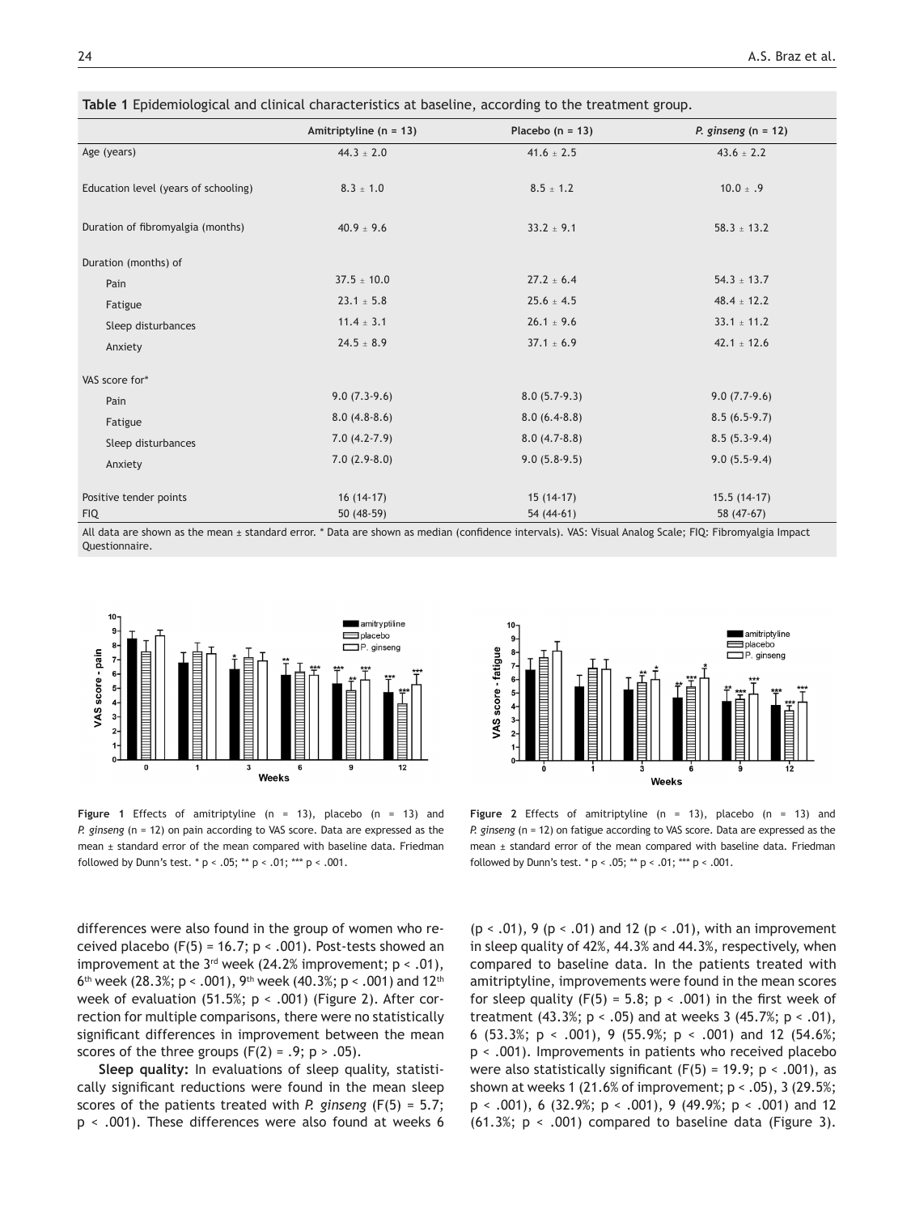**Table 1** Epidemiological and clinical characteristics at baseline, according to the treatment group.

| | Amitriptyline (n = 13) | Placebo (n = 13) | *P. ginseng* (n = 12) |
|---|---|---|---|
| Age (years) | 44.3 ± 2.0 | 41.6 ± 2.5 | 43.6 ± 2.2 |
| Education level (years of schooling) | 8.3 ± 1.0 | 8.5 ± 1.2 | 10.0 ± .9 |
| Duration of fibromyalgia (months) | 40.9 ± 9.6 | 33.2 ± 9.1 | 58.3 ± 13.2 |
| Duration (months) of | | | |
| Pain | 37.5 ± 10.0 | 27.2 ± 6.4 | 54.3 ± 13.7 |
| Fatigue | 23.1 ± 5.8 | 25.6 ± 4.5 | 48.4 ± 12.2 |
| Sleep disturbances | 11.4 ± 3.1 | 26.1 ± 9.6 | 33.1 ± 11.2 |
| Anxiety | 24.5 ± 8.9 | 37.1 ± 6.9 | 42.1 ± 12.6 |
| VAS score for* | | | |
| Pain | 9.0 (7.3-9.6) | 8.0 (5.7-9.3) | 9.0 (7.7-9.6) |
| Fatigue | 8.0 (4.8-8.6) | 8.0 (6.4-8.8) | 8.5 (6.5-9.7) |
| Sleep disturbances | 7.0 (4.2-7.9) | 8.0 (4.7-8.8) | 8.5 (5.3-9.4) |
| Anxiety | 7.0 (2.9-8.0) | 9.0 (5.8-9.5) | 9.0 (5.5-9.4) |
| Positive tender points | 16 (14-17) | 15 (14-17) | 15.5 (14-17) |
| FIQ | 50 (48-59) | 54 (44-61) | 58 (47-67) |

All data are shown as the mean ± standard error. * Data are shown as median (confidence intervals). VAS: Visual Analog Scale; FIQ: Fibromyalgia Impact Questionnaire.

**Figure 1** Effects of amitriptyline (n = 13), placebo (n = 13) and *P. ginseng* (n = 12) on pain according to VAS score. Data are expressed as the mean ± standard error of the mean compared with baseline data. Friedman followed by Dunn's test. * $p < .05$; ** $p < .01$; *** $p < .001$.

**Figure 2** Effects of amitriptyline (n = 13), placebo (n = 13) and *P. ginseng* (n = 12) on fatigue according to VAS score. Data are expressed as the mean ± standard error of the mean compared with baseline data. Friedman followed by Dunn's test. * $p < .05$; ** $p < .01$; *** $p < .001$.

differences were also found in the group of women who received placebo ($F(5) = 16.7$; $p < .001$). Post-tests showed an improvement at the 3rd week (24.2% improvement; $p < .01$), 6th week (28.3%; $p < .001$), 9th week (40.3%; $p < .001$) and 12th week of evaluation (51.5%; $p < .001$) (Figure 2). After correction for multiple comparisons, there were no statistically significant differences in improvement between the mean scores of the three groups ($F(2) = .9$; $p > .05$).

**Sleep quality:** In evaluations of sleep quality, statistically significant reductions were found in the mean sleep scores of the patients treated with *P. ginseng* ($F(5) = 5.7$; $p < .001$). These differences were also found at weeks 6 ($p < .01$), 9 ($p < .01$) and 12 ($p < .01$), with an improvement in sleep quality of 42%, 44.3% and 44.3%, respectively, when compared to baseline data. In the patients treated with amitriptyline, improvements were found in the mean scores for sleep quality ($F(5) = 5.8$; $p < .001$) in the first week of treatment (43.3%; $p < .05$) and at weeks 3 (45.7%; $p < .01$), 6 (53.3%; $p < .001$), 9 (55.9%; $p < .001$) and 12 (54.6%; $p < .001$). Improvements in patients who received placebo were also statistically significant ($F(5) = 19.9$; $p < .001$), as shown at weeks 1 (21.6% of improvement; $p < .05$), 3 (29.5%; $p < .001$), 6 (32.9%; $p < .001$), 9 (49.9%; $p < .001$) and 12 (61.3%; $p < .001$) compared to baseline data (Figure 3).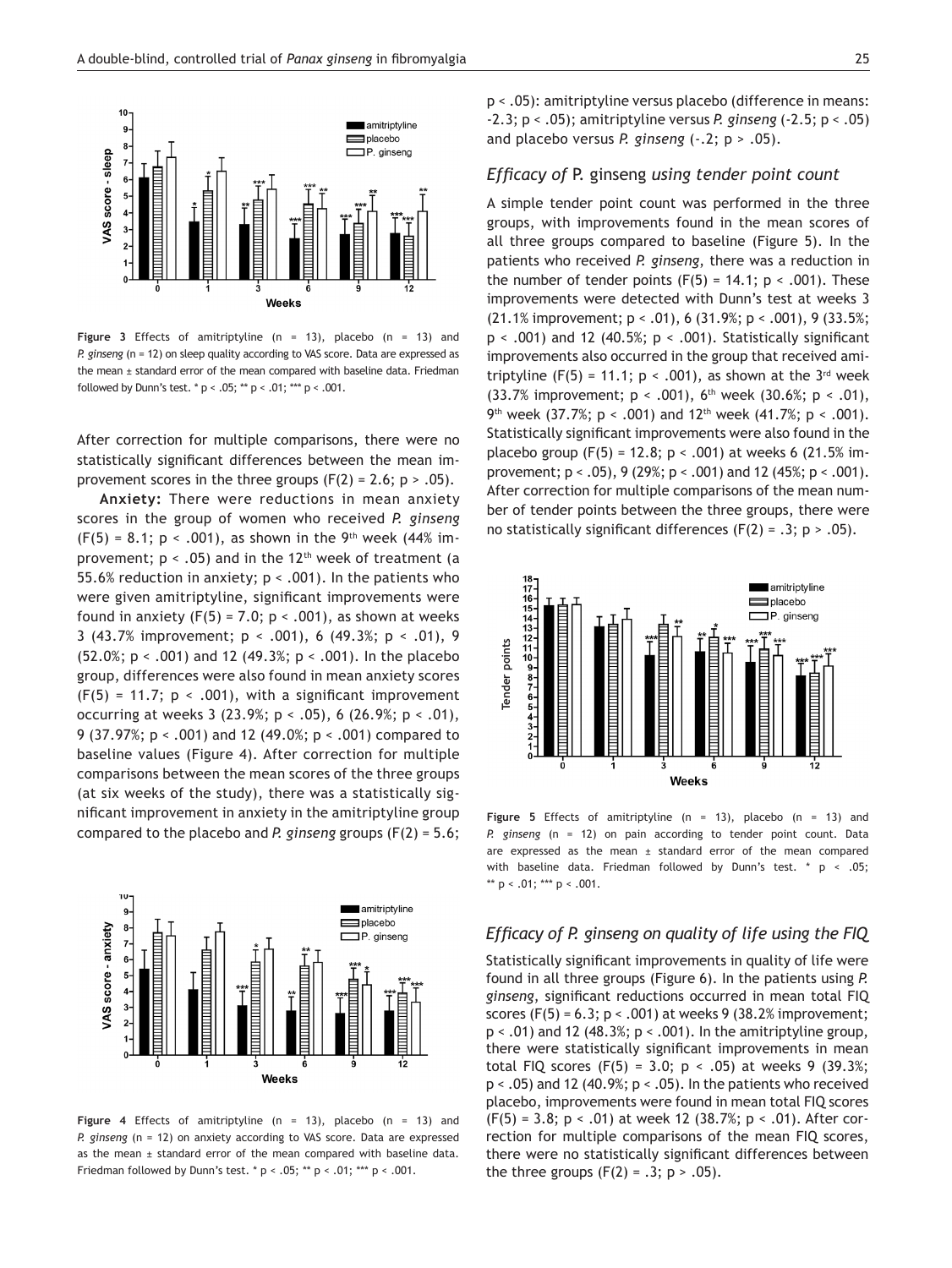Figure 3 Effects of amitriptyline (n = 13), placebo (n = 13) and *P. ginseng* (n = 12) on sleep quality according to VAS score. Data are expressed as the mean ± standard error of the mean compared with baseline data. Friedman followed by Dunn's test. * $p < .05$; ** $p < .01$; *** $p < .001$.

After correction for multiple comparisons, there were no statistically significant differences between the mean improvement scores in the three groups ($F(2) = 2.6$; $p > .05$).

**Anxiety:** There were reductions in mean anxiety scores in the group of women who received *P. ginseng* ($F(5) = 8.1$; $p < .001$), as shown in the 9th week (44% improvement; $p < .05$) and in the 12th week of treatment (a 55.6% reduction in anxiety; $p < .001$). In the patients who were given amitriptyline, significant improvements were found in anxiety ($F(5) = 7.0$; $p < .001$), as shown at weeks 3 (43.7% improvement; $p < .001$), 6 (49.3%; $p < .01$), 9 (52.0%; $p < .001$) and 12 (49.3%; $p < .001$). In the placebo group, differences were also found in mean anxiety scores ($F(5) = 11.7$; $p < .001$), with a significant improvement occurring at weeks 3 (23.9%; $p < .05$), 6 (26.9%; $p < .01$), 9 (37.97%; $p < .001$) and 12 (49.0%; $p < .001$) compared to baseline values (Figure 4). After correction for multiple comparisons between the mean scores of the three groups (at six weeks of the study), there was a statistically significant improvement in anxiety in the amitriptyline group compared to the placebo and *P. ginseng* groups ($F(2) = 5.6$; $p < .05$): amitriptyline versus placebo (difference in means: -2.3; $p < .05$); amitriptyline versus *P. ginseng* (-2.5; $p < .05$) and placebo versus *P. ginseng* (-.2; $p > .05$).

Figure 4 Effects of amitriptyline (n = 13), placebo (n = 13) and *P. ginseng* (n = 12) on anxiety according to VAS score. Data are expressed as the mean ± standard error of the mean compared with baseline data. Friedman followed by Dunn's test. * $p < .05$; ** $p < .01$; *** $p < .001$.

## *Efficacy of* P. ginseng *using tender point count*

A simple tender point count was performed in the three groups, with improvements found in the mean scores of all three groups compared to baseline (Figure 5). In the patients who received *P. ginseng*, there was a reduction in the number of tender points ($F(5) = 14.1$; $p < .001$). These improvements were detected with Dunn's test at weeks 3 (21.1% improvement; $p < .01$), 6 (31.9%; $p < .001$), 9 (33.5%; $p < .001$) and 12 (40.5%; $p < .001$). Statistically significant improvements also occurred in the group that received amitriptyline ($F(5) = 11.1$; $p < .001$), as shown at the 3rd week (33.7% improvement; $p < .001$), 6th week (30.6%; $p < .01$), 9th week (37.7%; $p < .001$) and 12th week (41.7%; $p < .001$). Statistically significant improvements were also found in the placebo group ($F(5) = 12.8$; $p < .001$) at weeks 6 (21.5% improvement; $p < .05$), 9 (29%; $p < .001$) and 12 (45%; $p < .001$). After correction for multiple comparisons of the mean number of tender points between the three groups, there were no statistically significant differences ($F(2) = .3$; $p > .05$).

Figure 5 Effects of amitriptyline (n = 13), placebo (n = 13) and *P. ginseng* (n = 12) on pain according to tender point count. Data are expressed as the mean ± standard error of the mean compared with baseline data. Friedman followed by Dunn's test. * $p < .05$; ** $p < .01$; *** $p < .001$.

## *Efficacy of P. ginseng on quality of life using the FIQ*

Statistically significant improvements in quality of life were found in all three groups (Figure 6). In the patients using *P. ginseng*, significant reductions occurred in mean total FIQ scores ($F(5) = 6.3$; $p < .001$) at weeks 9 (38.2% improvement; $p < .01$) and 12 (48.3%; $p < .001$). In the amitriptyline group, there were statistically significant improvements in mean total FIQ scores ($F(5) = 3.0$; $p < .05$) at weeks 9 (39.3%; $p < .05$) and 12 (40.9%; $p < .05$). In the patients who received placebo, improvements were found in mean total FIQ scores ($F(5) = 3.8$; $p < .01$) at week 12 (38.7%; $p < .01$). After correction for multiple comparisons of the mean FIQ scores, there were no statistically significant differences between the three groups ($F(2) = .3$; $p > .05$).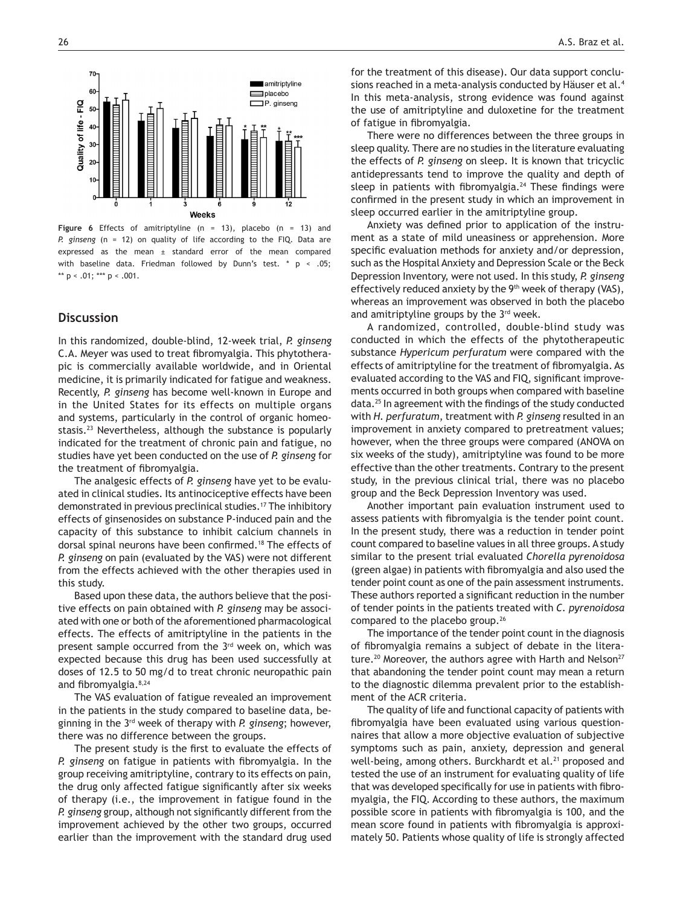**Figure 6** Effects of amitriptyline (n = 13), placebo (n = 13) and *P. ginseng* (n = 12) on quality of life according to the FIQ. Data are expressed as the mean ± standard error of the mean compared with baseline data. Friedman followed by Dunn's test. * p < .05; ** p < .01; *** p < .001.

## Discussion

In this randomized, double-blind, 12-week trial, *P. ginseng* C.A. Meyer was used to treat fibromyalgia. This phytotherapic is commercially available worldwide, and in Oriental medicine, it is primarily indicated for fatigue and weakness. Recently, *P. ginseng* has become well-known in Europe and in the United States for its effects on multiple organs and systems, particularly in the control of organic homeostasis.[23] Nevertheless, although the substance is popularly indicated for the treatment of chronic pain and fatigue, no studies have yet been conducted on the use of *P. ginseng* for the treatment of fibromyalgia.

The analgesic effects of *P. ginseng* have yet to be evaluated in clinical studies. Its antinociceptive effects have been demonstrated in previous preclinical studies.[17] The inhibitory effects of ginsenosides on substance P-induced pain and the capacity of this substance to inhibit calcium channels in dorsal spinal neurons have been confirmed.[18] The effects of *P. ginseng* on pain (evaluated by the VAS) were not different from the effects achieved with the other therapies used in this study.

Based upon these data, the authors believe that the positive effects on pain obtained with *P. ginseng* may be associated with one or both of the aforementioned pharmacological effects. The effects of amitriptyline in the patients in the present sample occurred from the 3rd week on, which was expected because this drug has been used successfully at doses of 12.5 to 50 mg/d to treat chronic neuropathic pain and fibromyalgia.[8,24]

The VAS evaluation of fatigue revealed an improvement in the patients in the study compared to baseline data, beginning in the 3rd week of therapy with *P. ginseng*; however, there was no difference between the groups.

The present study is the first to evaluate the effects of *P. ginseng* on fatigue in patients with fibromyalgia. In the group receiving amitriptyline, contrary to its effects on pain, the drug only affected fatigue significantly after six weeks of therapy (i.e., the improvement in fatigue found in the *P. ginseng* group, although not significantly different from the improvement achieved by the other two groups, occurred earlier than the improvement with the standard drug used for the treatment of this disease). Our data support conclusions reached in a meta-analysis conducted by Häuser et al.[4] In this meta-analysis, strong evidence was found against the use of amitriptyline and duloxetine for the treatment of fatigue in fibromyalgia.

There were no differences between the three groups in sleep quality. There are no studies in the literature evaluating the effects of *P. ginseng* on sleep. It is known that tricyclic antidepressants tend to improve the quality and depth of sleep in patients with fibromyalgia.[24] These findings were confirmed in the present study in which an improvement in sleep occurred earlier in the amitriptyline group.

Anxiety was defined prior to application of the instrument as a state of mild uneasiness or apprehension. More specific evaluation methods for anxiety and/or depression, such as the Hospital Anxiety and Depression Scale or the Beck Depression Inventory, were not used. In this study, *P. ginseng* effectively reduced anxiety by the 9th week of therapy (VAS), whereas an improvement was observed in both the placebo and amitriptyline groups by the 3rd week.

A randomized, controlled, double-blind study was conducted in which the effects of the phytotherapeutic substance *Hypericum perfuratum* were compared with the effects of amitriptyline for the treatment of fibromyalgia. As evaluated according to the VAS and FIQ, significant improvements occurred in both groups when compared with baseline data.[25] In agreement with the findings of the study conducted with *H. perfuratum*, treatment with *P. ginseng* resulted in an improvement in anxiety compared to pretreatment values; however, when the three groups were compared (ANOVA on six weeks of the study), amitriptyline was found to be more effective than the other treatments. Contrary to the present study, in the previous clinical trial, there was no placebo group and the Beck Depression Inventory was used.

Another important pain evaluation instrument used to assess patients with fibromyalgia is the tender point count. In the present study, there was a reduction in tender point count compared to baseline values in all three groups. A study similar to the present trial evaluated *Chorella pyrenoidosa* (green algae) in patients with fibromyalgia and also used the tender point count as one of the pain assessment instruments. These authors reported a significant reduction in the number of tender points in the patients treated with *C. pyrenoidosa* compared to the placebo group.[26]

The importance of the tender point count in the diagnosis of fibromyalgia remains a subject of debate in the literature.[20] Moreover, the authors agree with Harth and Nelson[27] that abandoning the tender point count may mean a return to the diagnostic dilemma prevalent prior to the establishment of the ACR criteria.

The quality of life and functional capacity of patients with fibromyalgia have been evaluated using various questionnaires that allow a more objective evaluation of subjective symptoms such as pain, anxiety, depression and general well-being, among others. Burckhardt et al.[21] proposed and tested the use of an instrument for evaluating quality of life that was developed specifically for use in patients with fibromyalgia, the FIQ. According to these authors, the maximum possible score in patients with fibromyalgia is 100, and the mean score found in patients with fibromyalgia is approximately 50. Patients whose quality of life is strongly affected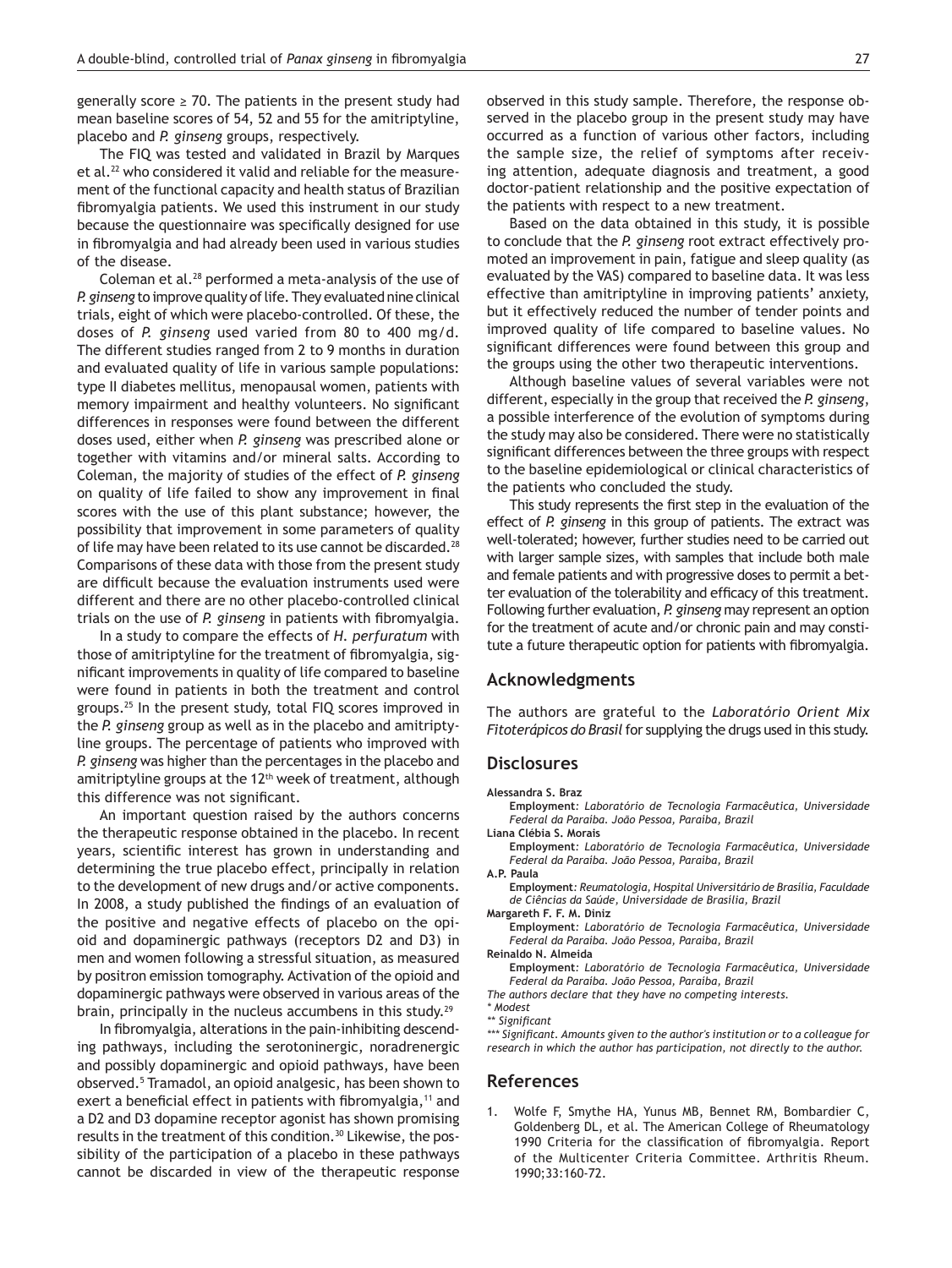generally score ≥ 70. The patients in the present study had mean baseline scores of 54, 52 and 55 for the amitriptyline, placebo and *P. ginseng* groups, respectively.

The FIQ was tested and validated in Brazil by Marques et al.[22] who considered it valid and reliable for the measurement of the functional capacity and health status of Brazilian fibromyalgia patients. We used this instrument in our study because the questionnaire was specifically designed for use in fibromyalgia and had already been used in various studies of the disease.

Coleman et al.[28] performed a meta-analysis of the use of *P. ginseng* to improve quality of life. They evaluated nine clinical trials, eight of which were placebo-controlled. Of these, the doses of *P. ginseng* used varied from 80 to 400 mg/d. The different studies ranged from 2 to 9 months in duration and evaluated quality of life in various sample populations: type II diabetes mellitus, menopausal women, patients with memory impairment and healthy volunteers. No significant differences in responses were found between the different doses used, either when *P. ginseng* was prescribed alone or together with vitamins and/or mineral salts. According to Coleman, the majority of studies of the effect of *P. ginseng* on quality of life failed to show any improvement in final scores with the use of this plant substance; however, the possibility that improvement in some parameters of quality of life may have been related to its use cannot be discarded.[28] Comparisons of these data with those from the present study are difficult because the evaluation instruments used were different and there are no other placebo-controlled clinical trials on the use of *P. ginseng* in patients with fibromyalgia.

In a study to compare the effects of *H. perfuratum* with those of amitriptyline for the treatment of fibromyalgia, significant improvements in quality of life compared to baseline were found in patients in both the treatment and control groups.[25] In the present study, total FIQ scores improved in the *P. ginseng* group as well as in the placebo and amitriptyline groups. The percentage of patients who improved with *P. ginseng* was higher than the percentages in the placebo and amitriptyline groups at the 12th week of treatment, although this difference was not significant.

An important question raised by the authors concerns the therapeutic response obtained in the placebo. In recent years, scientific interest has grown in understanding and determining the true placebo effect, principally in relation to the development of new drugs and/or active components. In 2008, a study published the findings of an evaluation of the positive and negative effects of placebo on the opioid and dopaminergic pathways (receptors D2 and D3) in men and women following a stressful situation, as measured by positron emission tomography. Activation of the opioid and dopaminergic pathways were observed in various areas of the brain, principally in the nucleus accumbens in this study.[29]

In fibromyalgia, alterations in the pain-inhibiting descending pathways, including the serotoninergic, noradrenergic and possibly dopaminergic and opioid pathways, have been observed.[5] Tramadol, an opioid analgesic, has been shown to exert a beneficial effect in patients with fibromyalgia,[11] and a D2 and D3 dopamine receptor agonist has shown promising results in the treatment of this condition.[30] Likewise, the possibility of the participation of a placebo in these pathways cannot be discarded in view of the therapeutic response observed in this study sample. Therefore, the response observed in the placebo group in the present study may have occurred as a function of various other factors, including the sample size, the relief of symptoms after receiving attention, adequate diagnosis and treatment, a good doctor-patient relationship and the positive expectation of the patients with respect to a new treatment.

Based on the data obtained in this study, it is possible to conclude that the *P. ginseng* root extract effectively promoted an improvement in pain, fatigue and sleep quality (as evaluated by the VAS) compared to baseline data. It was less effective than amitriptyline in improving patients' anxiety, but it effectively reduced the number of tender points and improved quality of life compared to baseline values. No significant differences were found between this group and the groups using the other two therapeutic interventions.

Although baseline values of several variables were not different, especially in the group that received the *P. ginseng*, a possible interference of the evolution of symptoms during the study may also be considered. There were no statistically significant differences between the three groups with respect to the baseline epidemiological or clinical characteristics of the patients who concluded the study.

This study represents the first step in the evaluation of the effect of *P. ginseng* in this group of patients. The extract was well-tolerated; however, further studies need to be carried out with larger sample sizes, with samples that include both male and female patients and with progressive doses to permit a better evaluation of the tolerability and efficacy of this treatment. Following further evaluation, *P. ginseng* may represent an option for the treatment of acute and/or chronic pain and may constitute a future therapeutic option for patients with fibromyalgia.

## Acknowledgments

The authors are grateful to the *Laboratório Orient Mix Fitoterápicos do Brasil* for supplying the drugs used in this study.

## Disclosures

**Alessandra S. Braz**
**Employment**: *Laboratório de Tecnologia Farmacêutica, Universidade Federal da Paraiba. João Pessoa, Paraíba, Brazil*

**Liana Clébia S. Morais**
**Employment**: *Laboratório de Tecnologia Farmacêutica, Universidade Federal da Paraiba. João Pessoa, Paraíba, Brazil*

**A.P. Paula**
**Employment**: *Reumatologia, Hospital Universitário de Brasília, Faculdade de Ciências da Saúde, Universidade de Brasília, Brazil*

**Margareth F. F. M. Diniz**
**Employment**: *Laboratório de Tecnologia Farmacêutica, Universidade Federal da Paraiba. João Pessoa, Paraíba, Brazil*

**Reinaldo N. Almeida**
**Employment**: *Laboratório de Tecnologia Farmacêutica, Universidade Federal da Paraiba. João Pessoa, Paraíba, Brazil*

*The authors declare that they have no competing interests.*
*\* Modest*
*\*\* Significant*
*\*\*\* Significant. Amounts given to the author's institution or to a colleague for research in which the author has participation, not directly to the author.*

## References

1. Wolfe F, Smythe HA, Yunus MB, Bennet RM, Bombardier C, Goldenberg DL, et al. The American College of Rheumatology 1990 Criteria for the classification of fibromyalgia. Report of the Multicenter Criteria Committee. Arthritis Rheum. 1990;33:160-72.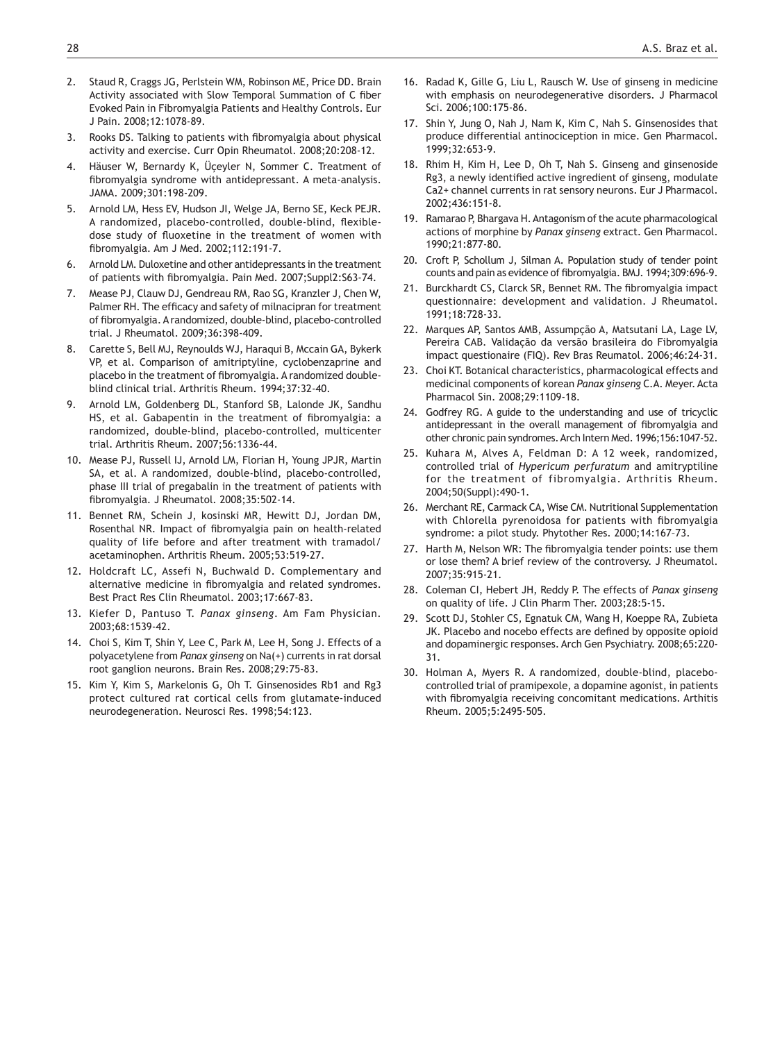2. Staud R, Craggs JG, Perlstein WM, Robinson ME, Price DD. Brain Activity associated with Slow Temporal Summation of C fiber Evoked Pain in Fibromyalgia Patients and Healthy Controls. Eur J Pain. 2008;12:1078-89.
3. Rooks DS. Talking to patients with fibromyalgia about physical activity and exercise. Curr Opin Rheumatol. 2008;20:208-12.
4. Häuser W, Bernardy K, Üçeyler N, Sommer C. Treatment of fibromyalgia syndrome with antidepressant. A meta-analysis. JAMA. 2009;301:198-209.
5. Arnold LM, Hess EV, Hudson JI, Welge JA, Berno SE, Keck PEJR. A randomized, placebo-controlled, double-blind, flexible-dose study of fluoxetine in the treatment of women with fibromyalgia. Am J Med. 2002;112:191-7.
6. Arnold LM. Duloxetine and other antidepressants in the treatment of patients with fibromyalgia. Pain Med. 2007;Suppl2:S63-74.
7. Mease PJ, Clauw DJ, Gendreau RM, Rao SG, Kranzler J, Chen W, Palmer RH. The efficacy and safety of milnacipran for treatment of fibromyalgia. A randomized, double-blind, placebo-controlled trial. J Rheumatol. 2009;36:398-409.
8. Carette S, Bell MJ, Reynoulds WJ, Haraqui B, Mccain GA, Bykerk VP, et al. Comparison of amitriptyline, cyclobenzaprine and placebo in the treatment of fibromyalgia. A randomized double-blind clinical trial. Arthritis Rheum. 1994;37:32-40.
9. Arnold LM, Goldenberg DL, Stanford SB, Lalonde JK, Sandhu HS, et al. Gabapentin in the treatment of fibromyalgia: a randomized, double-blind, placebo-controlled, multicenter trial. Arthritis Rheum. 2007;56:1336-44.
10. Mease PJ, Russell IJ, Arnold LM, Florian H, Young JPJR, Martin SA, et al. A randomized, double-blind, placebo-controlled, phase III trial of pregabalin in the treatment of patients with fibromyalgia. J Rheumatol. 2008;35:502-14.
11. Bennet RM, Schein J, kosinski MR, Hewitt DJ, Jordan DM, Rosenthal NR. Impact of fibromyalgia pain on health-related quality of life before and after treatment with tramadol/ acetaminophen. Arthritis Rheum. 2005;53:519-27.
12. Holdcraft LC, Assefi N, Buchwald D. Complementary and alternative medicine in fibromyalgia and related syndromes. Best Pract Res Clin Rheumatol. 2003;17:667-83.
13. Kiefer D, Pantuso T. *Panax ginseng*. Am Fam Physician. 2003;68:1539-42.
14. Choi S, Kim T, Shin Y, Lee C, Park M, Lee H, Song J. Effects of a polyacetylene from *Panax ginseng* on Na(+) currents in rat dorsal root ganglion neurons. Brain Res. 2008;29:75-83.
15. Kim Y, Kim S, Markelonis G, Oh T. Ginsenosides Rb1 and Rg3 protect cultured rat cortical cells from glutamate-induced neurodegeneration. Neurosci Res. 1998;54:123.
16. Radad K, Gille G, Liu L, Rausch W. Use of ginseng in medicine with emphasis on neurodegenerative disorders. J Pharmacol Sci. 2006;100:175-86.
17. Shin Y, Jung O, Nah J, Nam K, Kim C, Nah S. Ginsenosides that produce differential antinociception in mice. Gen Pharmacol. 1999;32:653-9.
18. Rhim H, Kim H, Lee D, Oh T, Nah S. Ginseng and ginsenoside Rg3, a newly identified active ingredient of ginseng, modulate Ca2+ channel currents in rat sensory neurons. Eur J Pharmacol. 2002;436:151-8.
19. Ramarao P, Bhargava H. Antagonism of the acute pharmacological actions of morphine by *Panax ginseng* extract. Gen Pharmacol. 1990;21:877-80.
20. Croft P, Schollum J, Silman A. Population study of tender point counts and pain as evidence of fibromyalgia. BMJ. 1994;309:696-9.
21. Burckhardt CS, Clarck SR, Bennet RM. The fibromyalgia impact questionnaire: development and validation. J Rheumatol. 1991;18:728-33.
22. Marques AP, Santos AMB, Assumpção A, Matsutani LA, Lage LV, Pereira CAB. Validação da versão brasileira do Fibromyalgia impact questionaire (FIQ). Rev Bras Reumatol. 2006;46:24-31.
23. Choi KT. Botanical characteristics, pharmacological effects and medicinal components of korean *Panax ginseng* C.A. Meyer. Acta Pharmacol Sin. 2008;29:1109-18.
24. Godfrey RG. A guide to the understanding and use of tricyclic antidepressant in the overall management of fibromyalgia and other chronic pain syndromes. Arch Intern Med. 1996;156:1047-52.
25. Kuhara M, Alves A, Feldman D: A 12 week, randomized, controlled trial of *Hypericum perfuratum* and amitryptiline for the treatment of fibromyalgia. Arthritis Rheum. 2004;50(Suppl):490-1.
26. Merchant RE, Carmack CA, Wise CM. Nutritional Supplementation with Chlorella pyrenoidosa for patients with fibromyalgia syndrome: a pilot study. Phytother Res. 2000;14:167–73.
27. Harth M, Nelson WR: The fibromyalgia tender points: use them or lose them? A brief review of the controversy. J Rheumatol. 2007;35:915-21.
28. Coleman CI, Hebert JH, Reddy P. The effects of *Panax ginseng* on quality of life. J Clin Pharm Ther. 2003;28:5-15.
29. Scott DJ, Stohler CS, Egnatuk CM, Wang H, Koeppe RA, Zubieta JK. Placebo and nocebo effects are defined by opposite opioid and dopaminergic responses. Arch Gen Psychiatry. 2008;65:220-31.
30. Holman A, Myers R. A randomized, double-blind, placebo-controlled trial of pramipexole, a dopamine agonist, in patients with fibromyalgia receiving concomitant medications. Arthitis Rheum. 2005;5:2495-505.